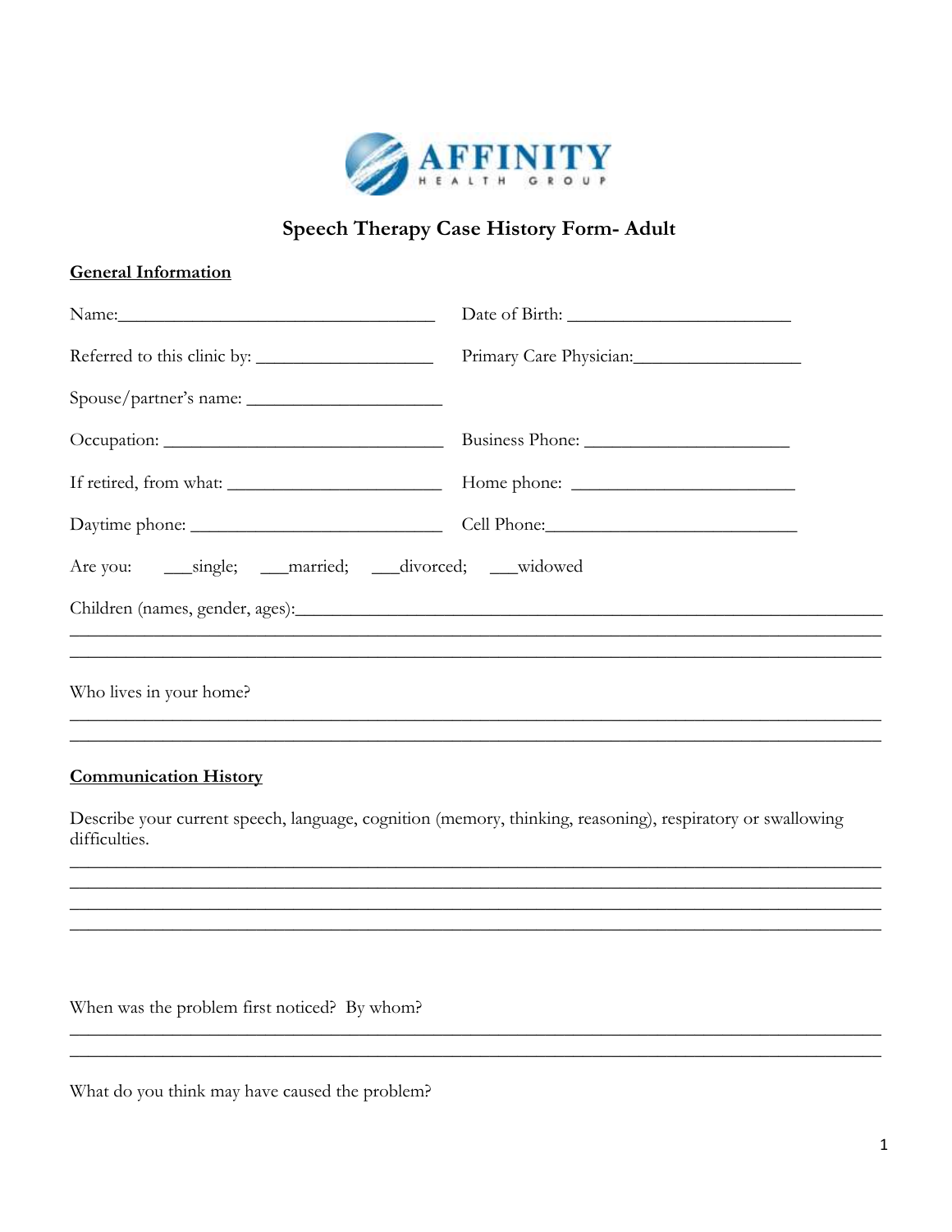AFFINITY
HEALTH GROUP

# Speech Therapy Case History Form- Adult

## General Information

Name:____________________________________ Date of Birth: _________________________

Referred to this clinic by: ___________________ Primary Care Physician:__________________

Spouse/partner's name: _____________________

Occupation: ______________________________ Business Phone: ______________________

If retired, from what: ________________________ Home phone: _________________________

Daytime phone: ___________________________ Cell Phone:____________________________

Are you: ___single; ___married; ___divorced; ___widowed

Children (names, gender, ages):_________________________________________________________________
_______________________________________________________________________________________
_______________________________________________________________________________________

Who lives in your home?
_______________________________________________________________________________________
_______________________________________________________________________________________

## Communication History

Describe your current speech, language, cognition (memory, thinking, reasoning), respiratory or swallowing difficulties.
_______________________________________________________________________________________
_______________________________________________________________________________________
_______________________________________________________________________________________
_______________________________________________________________________________________

When was the problem first noticed? By whom?
_______________________________________________________________________________________
_______________________________________________________________________________________

What do you think may have caused the problem?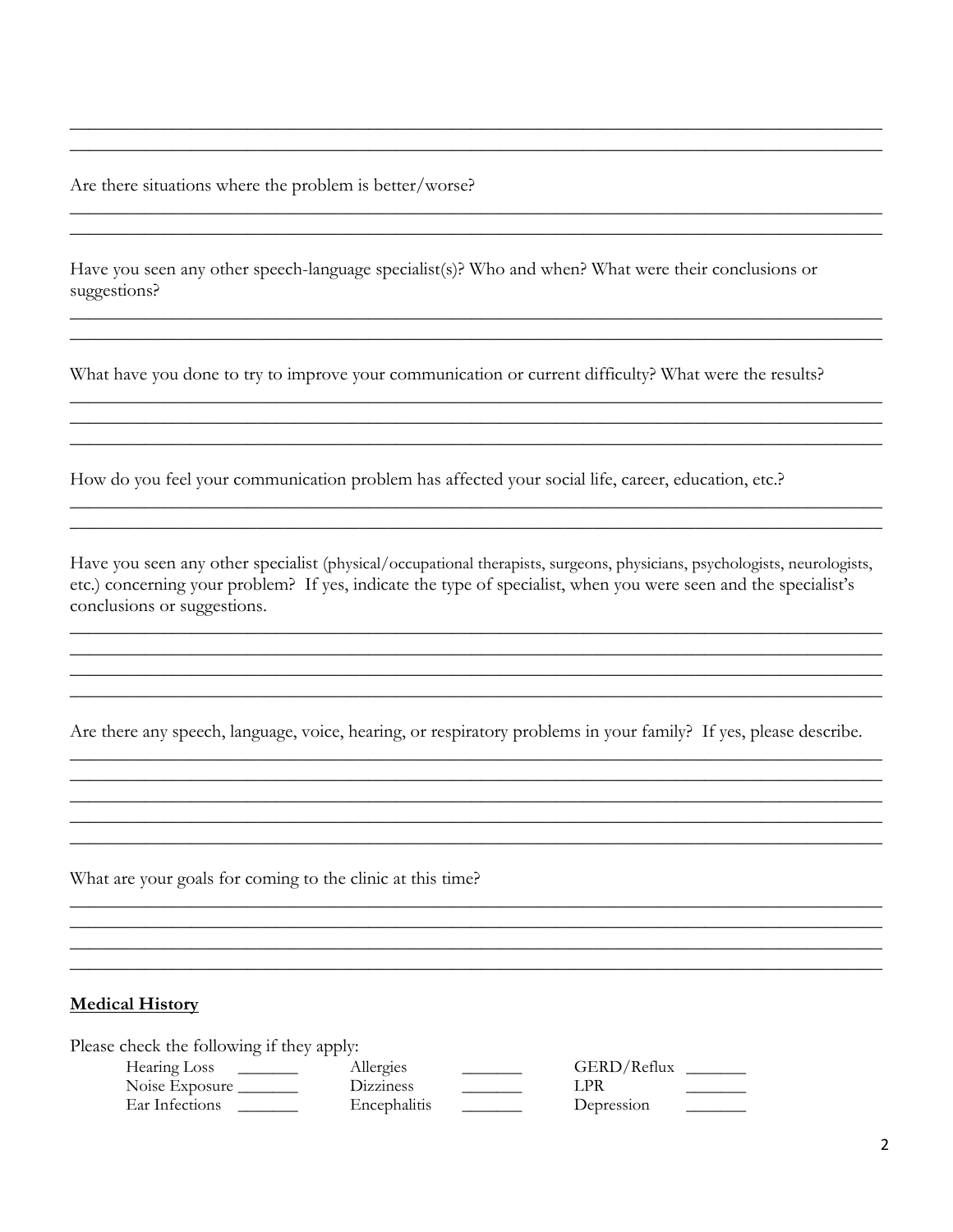\_\_\_\_\_\_\_\_\_\_\_\_\_\_\_\_\_\_\_\_\_\_\_\_\_\_\_\_\_\_\_\_\_\_\_\_\_\_\_\_\_\_\_\_\_\_\_\_\_\_\_\_\_\_\_\_\_\_\_\_\_\_\_\_\_\_\_\_\_\_\_\_\_\_\_\_\_\_

\_\_\_\_\_\_\_\_\_\_\_\_\_\_\_\_\_\_\_\_\_\_\_\_\_\_\_\_\_\_\_\_\_\_\_\_\_\_\_\_\_\_\_\_\_\_\_\_\_\_\_\_\_\_\_\_\_\_\_\_\_\_\_\_\_\_\_\_\_\_\_\_\_\_\_\_\_\_

Are there situations where the problem is better/worse?

\_\_\_\_\_\_\_\_\_\_\_\_\_\_\_\_\_\_\_\_\_\_\_\_\_\_\_\_\_\_\_\_\_\_\_\_\_\_\_\_\_\_\_\_\_\_\_\_\_\_\_\_\_\_\_\_\_\_\_\_\_\_\_\_\_\_\_\_\_\_\_\_\_\_\_\_\_\_

\_\_\_\_\_\_\_\_\_\_\_\_\_\_\_\_\_\_\_\_\_\_\_\_\_\_\_\_\_\_\_\_\_\_\_\_\_\_\_\_\_\_\_\_\_\_\_\_\_\_\_\_\_\_\_\_\_\_\_\_\_\_\_\_\_\_\_\_\_\_\_\_\_\_\_\_\_\_

Have you seen any other speech-language specialist(s)? Who and when? What were their conclusions or suggestions?

\_\_\_\_\_\_\_\_\_\_\_\_\_\_\_\_\_\_\_\_\_\_\_\_\_\_\_\_\_\_\_\_\_\_\_\_\_\_\_\_\_\_\_\_\_\_\_\_\_\_\_\_\_\_\_\_\_\_\_\_\_\_\_\_\_\_\_\_\_\_\_\_\_\_\_\_\_\_

\_\_\_\_\_\_\_\_\_\_\_\_\_\_\_\_\_\_\_\_\_\_\_\_\_\_\_\_\_\_\_\_\_\_\_\_\_\_\_\_\_\_\_\_\_\_\_\_\_\_\_\_\_\_\_\_\_\_\_\_\_\_\_\_\_\_\_\_\_\_\_\_\_\_\_\_\_\_

What have you done to try to improve your communication or current difficulty? What were the results?

\_\_\_\_\_\_\_\_\_\_\_\_\_\_\_\_\_\_\_\_\_\_\_\_\_\_\_\_\_\_\_\_\_\_\_\_\_\_\_\_\_\_\_\_\_\_\_\_\_\_\_\_\_\_\_\_\_\_\_\_\_\_\_\_\_\_\_\_\_\_\_\_\_\_\_\_\_\_

\_\_\_\_\_\_\_\_\_\_\_\_\_\_\_\_\_\_\_\_\_\_\_\_\_\_\_\_\_\_\_\_\_\_\_\_\_\_\_\_\_\_\_\_\_\_\_\_\_\_\_\_\_\_\_\_\_\_\_\_\_\_\_\_\_\_\_\_\_\_\_\_\_\_\_\_\_\_

\_\_\_\_\_\_\_\_\_\_\_\_\_\_\_\_\_\_\_\_\_\_\_\_\_\_\_\_\_\_\_\_\_\_\_\_\_\_\_\_\_\_\_\_\_\_\_\_\_\_\_\_\_\_\_\_\_\_\_\_\_\_\_\_\_\_\_\_\_\_\_\_\_\_\_\_\_\_

How do you feel your communication problem has affected your social life, career, education, etc.?

\_\_\_\_\_\_\_\_\_\_\_\_\_\_\_\_\_\_\_\_\_\_\_\_\_\_\_\_\_\_\_\_\_\_\_\_\_\_\_\_\_\_\_\_\_\_\_\_\_\_\_\_\_\_\_\_\_\_\_\_\_\_\_\_\_\_\_\_\_\_\_\_\_\_\_\_\_\_

\_\_\_\_\_\_\_\_\_\_\_\_\_\_\_\_\_\_\_\_\_\_\_\_\_\_\_\_\_\_\_\_\_\_\_\_\_\_\_\_\_\_\_\_\_\_\_\_\_\_\_\_\_\_\_\_\_\_\_\_\_\_\_\_\_\_\_\_\_\_\_\_\_\_\_\_\_\_

Have you seen any other specialist (physical/occupational therapists, surgeons, physicians, psychologists, neurologists, etc.) concerning your problem? If yes, indicate the type of specialist, when you were seen and the specialist's conclusions or suggestions.

\_\_\_\_\_\_\_\_\_\_\_\_\_\_\_\_\_\_\_\_\_\_\_\_\_\_\_\_\_\_\_\_\_\_\_\_\_\_\_\_\_\_\_\_\_\_\_\_\_\_\_\_\_\_\_\_\_\_\_\_\_\_\_\_\_\_\_\_\_\_\_\_\_\_\_\_\_\_

\_\_\_\_\_\_\_\_\_\_\_\_\_\_\_\_\_\_\_\_\_\_\_\_\_\_\_\_\_\_\_\_\_\_\_\_\_\_\_\_\_\_\_\_\_\_\_\_\_\_\_\_\_\_\_\_\_\_\_\_\_\_\_\_\_\_\_\_\_\_\_\_\_\_\_\_\_\_

\_\_\_\_\_\_\_\_\_\_\_\_\_\_\_\_\_\_\_\_\_\_\_\_\_\_\_\_\_\_\_\_\_\_\_\_\_\_\_\_\_\_\_\_\_\_\_\_\_\_\_\_\_\_\_\_\_\_\_\_\_\_\_\_\_\_\_\_\_\_\_\_\_\_\_\_\_\_

\_\_\_\_\_\_\_\_\_\_\_\_\_\_\_\_\_\_\_\_\_\_\_\_\_\_\_\_\_\_\_\_\_\_\_\_\_\_\_\_\_\_\_\_\_\_\_\_\_\_\_\_\_\_\_\_\_\_\_\_\_\_\_\_\_\_\_\_\_\_\_\_\_\_\_\_\_\_

Are there any speech, language, voice, hearing, or respiratory problems in your family? If yes, please describe.

\_\_\_\_\_\_\_\_\_\_\_\_\_\_\_\_\_\_\_\_\_\_\_\_\_\_\_\_\_\_\_\_\_\_\_\_\_\_\_\_\_\_\_\_\_\_\_\_\_\_\_\_\_\_\_\_\_\_\_\_\_\_\_\_\_\_\_\_\_\_\_\_\_\_\_\_\_\_

\_\_\_\_\_\_\_\_\_\_\_\_\_\_\_\_\_\_\_\_\_\_\_\_\_\_\_\_\_\_\_\_\_\_\_\_\_\_\_\_\_\_\_\_\_\_\_\_\_\_\_\_\_\_\_\_\_\_\_\_\_\_\_\_\_\_\_\_\_\_\_\_\_\_\_\_\_\_

\_\_\_\_\_\_\_\_\_\_\_\_\_\_\_\_\_\_\_\_\_\_\_\_\_\_\_\_\_\_\_\_\_\_\_\_\_\_\_\_\_\_\_\_\_\_\_\_\_\_\_\_\_\_\_\_\_\_\_\_\_\_\_\_\_\_\_\_\_\_\_\_\_\_\_\_\_\_

\_\_\_\_\_\_\_\_\_\_\_\_\_\_\_\_\_\_\_\_\_\_\_\_\_\_\_\_\_\_\_\_\_\_\_\_\_\_\_\_\_\_\_\_\_\_\_\_\_\_\_\_\_\_\_\_\_\_\_\_\_\_\_\_\_\_\_\_\_\_\_\_\_\_\_\_\_\_

\_\_\_\_\_\_\_\_\_\_\_\_\_\_\_\_\_\_\_\_\_\_\_\_\_\_\_\_\_\_\_\_\_\_\_\_\_\_\_\_\_\_\_\_\_\_\_\_\_\_\_\_\_\_\_\_\_\_\_\_\_\_\_\_\_\_\_\_\_\_\_\_\_\_\_\_\_\_

What are your goals for coming to the clinic at this time?

\_\_\_\_\_\_\_\_\_\_\_\_\_\_\_\_\_\_\_\_\_\_\_\_\_\_\_\_\_\_\_\_\_\_\_\_\_\_\_\_\_\_\_\_\_\_\_\_\_\_\_\_\_\_\_\_\_\_\_\_\_\_\_\_\_\_\_\_\_\_\_\_\_\_\_\_\_\_

\_\_\_\_\_\_\_\_\_\_\_\_\_\_\_\_\_\_\_\_\_\_\_\_\_\_\_\_\_\_\_\_\_\_\_\_\_\_\_\_\_\_\_\_\_\_\_\_\_\_\_\_\_\_\_\_\_\_\_\_\_\_\_\_\_\_\_\_\_\_\_\_\_\_\_\_\_\_

\_\_\_\_\_\_\_\_\_\_\_\_\_\_\_\_\_\_\_\_\_\_\_\_\_\_\_\_\_\_\_\_\_\_\_\_\_\_\_\_\_\_\_\_\_\_\_\_\_\_\_\_\_\_\_\_\_\_\_\_\_\_\_\_\_\_\_\_\_\_\_\_\_\_\_\_\_\_

\_\_\_\_\_\_\_\_\_\_\_\_\_\_\_\_\_\_\_\_\_\_\_\_\_\_\_\_\_\_\_\_\_\_\_\_\_\_\_\_\_\_\_\_\_\_\_\_\_\_\_\_\_\_\_\_\_\_\_\_\_\_\_\_\_\_\_\_\_\_\_\_\_\_\_\_\_\_

## Medical History

Please check the following if they apply:

| | | | | | |
|---|---|---|---|---|---|
| Hearing Loss | _______ | Allergies | _______ | GERD/Reflux | _______ |
| Noise Exposure | _______ | Dizziness | _______ | LPR | _______ |
| Ear Infections | _______ | Encephalitis | _______ | Depression | _______ |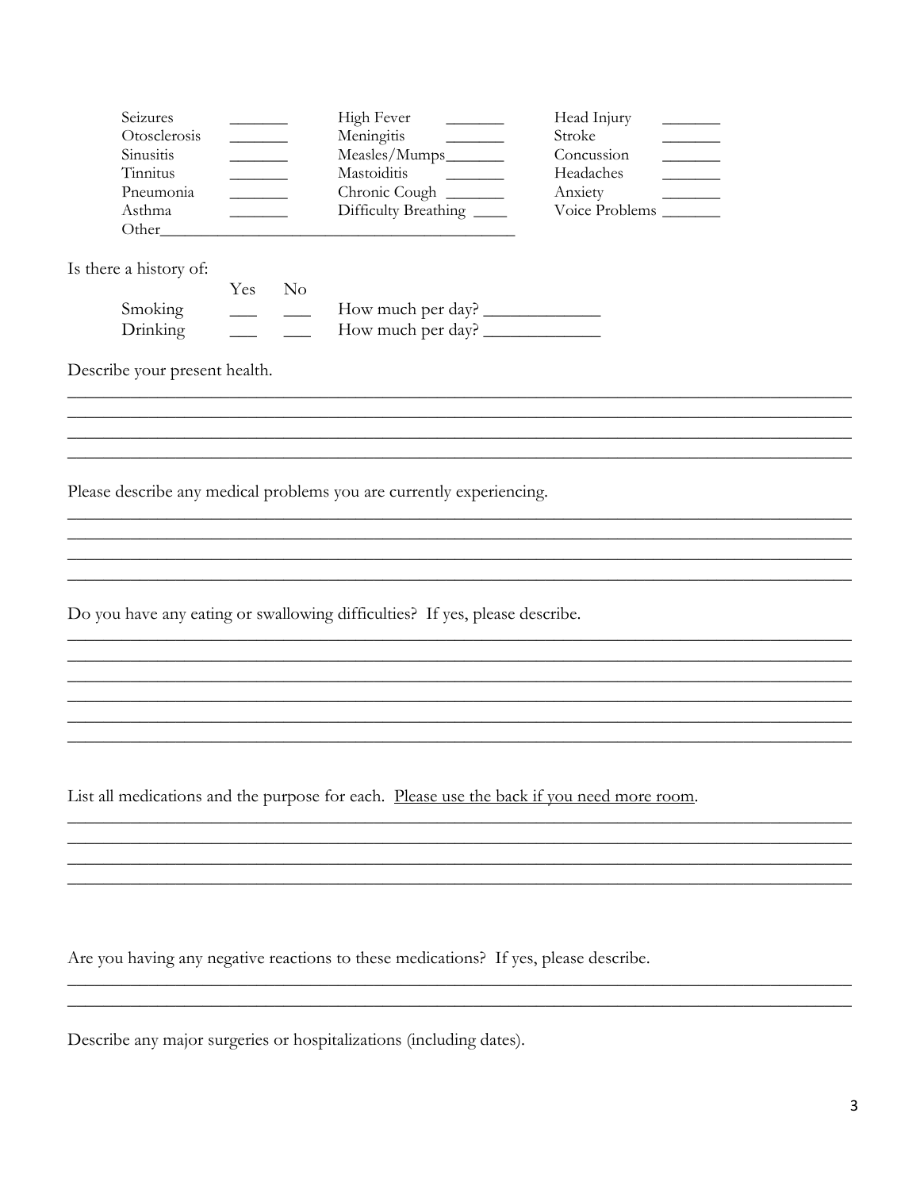| | | | | | |
|---|---|---|---|---|---|
| Seizures | _______ | High Fever | _______ | Head Injury | _______ |
| Otosclerosis | _______ | Meningitis | _______ | Stroke | _______ |
| Sinusitis | _______ | Measles/Mumps | _______ | Concussion | _______ |
| Tinnitus | _______ | Mastoiditis | _______ | Headaches | _______ |
| Pneumonia | _______ | Chronic Cough | _______ | Anxiety | _______ |
| Asthma | _______ | Difficulty Breathing | ____ | Voice Problems | _______ |

Other_________________________________________

Is there a history of:

| | Yes | No | |
|---|---|---|---|
| Smoking | ___ | ___ | How much per day? _____________ |
| Drinking | ___ | ___ | How much per day? _____________ |

Describe your present health.

_______________________________________________________________________________________
_______________________________________________________________________________________
_______________________________________________________________________________________
_______________________________________________________________________________________

Please describe any medical problems you are currently experiencing.

_______________________________________________________________________________________
_______________________________________________________________________________________
_______________________________________________________________________________________
_______________________________________________________________________________________

Do you have any eating or swallowing difficulties? If yes, please describe.

_______________________________________________________________________________________
_______________________________________________________________________________________
_______________________________________________________________________________________
_______________________________________________________________________________________
_______________________________________________________________________________________
_______________________________________________________________________________________

List all medications and the purpose for each. <u>Please use the back if you need more room</u>.

_______________________________________________________________________________________
_______________________________________________________________________________________
_______________________________________________________________________________________
_______________________________________________________________________________________

Are you having any negative reactions to these medications? If yes, please describe.

_______________________________________________________________________________________
_______________________________________________________________________________________

Describe any major surgeries or hospitalizations (including dates).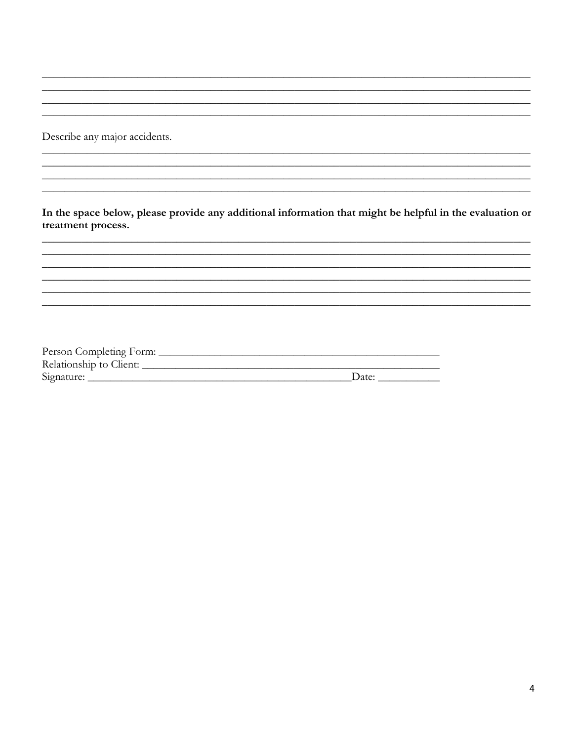\_\_\_\_\_\_\_\_\_\_\_\_\_\_\_\_\_\_\_\_\_\_\_\_\_\_\_\_\_\_\_\_\_\_\_\_\_\_\_\_\_\_\_\_\_\_\_\_\_\_\_\_\_\_\_\_\_\_\_\_\_\_\_\_\_\_\_\_\_\_\_\_\_\_\_\_\_\_
\_\_\_\_\_\_\_\_\_\_\_\_\_\_\_\_\_\_\_\_\_\_\_\_\_\_\_\_\_\_\_\_\_\_\_\_\_\_\_\_\_\_\_\_\_\_\_\_\_\_\_\_\_\_\_\_\_\_\_\_\_\_\_\_\_\_\_\_\_\_\_\_\_\_\_\_\_\_
\_\_\_\_\_\_\_\_\_\_\_\_\_\_\_\_\_\_\_\_\_\_\_\_\_\_\_\_\_\_\_\_\_\_\_\_\_\_\_\_\_\_\_\_\_\_\_\_\_\_\_\_\_\_\_\_\_\_\_\_\_\_\_\_\_\_\_\_\_\_\_\_\_\_\_\_\_\_
\_\_\_\_\_\_\_\_\_\_\_\_\_\_\_\_\_\_\_\_\_\_\_\_\_\_\_\_\_\_\_\_\_\_\_\_\_\_\_\_\_\_\_\_\_\_\_\_\_\_\_\_\_\_\_\_\_\_\_\_\_\_\_\_\_\_\_\_\_\_\_\_\_\_\_\_\_\_

Describe any major accidents.

\_\_\_\_\_\_\_\_\_\_\_\_\_\_\_\_\_\_\_\_\_\_\_\_\_\_\_\_\_\_\_\_\_\_\_\_\_\_\_\_\_\_\_\_\_\_\_\_\_\_\_\_\_\_\_\_\_\_\_\_\_\_\_\_\_\_\_\_\_\_\_\_\_\_\_\_\_\_
\_\_\_\_\_\_\_\_\_\_\_\_\_\_\_\_\_\_\_\_\_\_\_\_\_\_\_\_\_\_\_\_\_\_\_\_\_\_\_\_\_\_\_\_\_\_\_\_\_\_\_\_\_\_\_\_\_\_\_\_\_\_\_\_\_\_\_\_\_\_\_\_\_\_\_\_\_\_
\_\_\_\_\_\_\_\_\_\_\_\_\_\_\_\_\_\_\_\_\_\_\_\_\_\_\_\_\_\_\_\_\_\_\_\_\_\_\_\_\_\_\_\_\_\_\_\_\_\_\_\_\_\_\_\_\_\_\_\_\_\_\_\_\_\_\_\_\_\_\_\_\_\_\_\_\_\_
\_\_\_\_\_\_\_\_\_\_\_\_\_\_\_\_\_\_\_\_\_\_\_\_\_\_\_\_\_\_\_\_\_\_\_\_\_\_\_\_\_\_\_\_\_\_\_\_\_\_\_\_\_\_\_\_\_\_\_\_\_\_\_\_\_\_\_\_\_\_\_\_\_\_\_\_\_\_

**In the space below, please provide any additional information that might be helpful in the evaluation or treatment process.**

\_\_\_\_\_\_\_\_\_\_\_\_\_\_\_\_\_\_\_\_\_\_\_\_\_\_\_\_\_\_\_\_\_\_\_\_\_\_\_\_\_\_\_\_\_\_\_\_\_\_\_\_\_\_\_\_\_\_\_\_\_\_\_\_\_\_\_\_\_\_\_\_\_\_\_\_\_\_
\_\_\_\_\_\_\_\_\_\_\_\_\_\_\_\_\_\_\_\_\_\_\_\_\_\_\_\_\_\_\_\_\_\_\_\_\_\_\_\_\_\_\_\_\_\_\_\_\_\_\_\_\_\_\_\_\_\_\_\_\_\_\_\_\_\_\_\_\_\_\_\_\_\_\_\_\_\_
\_\_\_\_\_\_\_\_\_\_\_\_\_\_\_\_\_\_\_\_\_\_\_\_\_\_\_\_\_\_\_\_\_\_\_\_\_\_\_\_\_\_\_\_\_\_\_\_\_\_\_\_\_\_\_\_\_\_\_\_\_\_\_\_\_\_\_\_\_\_\_\_\_\_\_\_\_\_
\_\_\_\_\_\_\_\_\_\_\_\_\_\_\_\_\_\_\_\_\_\_\_\_\_\_\_\_\_\_\_\_\_\_\_\_\_\_\_\_\_\_\_\_\_\_\_\_\_\_\_\_\_\_\_\_\_\_\_\_\_\_\_\_\_\_\_\_\_\_\_\_\_\_\_\_\_\_
\_\_\_\_\_\_\_\_\_\_\_\_\_\_\_\_\_\_\_\_\_\_\_\_\_\_\_\_\_\_\_\_\_\_\_\_\_\_\_\_\_\_\_\_\_\_\_\_\_\_\_\_\_\_\_\_\_\_\_\_\_\_\_\_\_\_\_\_\_\_\_\_\_\_\_\_\_\_
\_\_\_\_\_\_\_\_\_\_\_\_\_\_\_\_\_\_\_\_\_\_\_\_\_\_\_\_\_\_\_\_\_\_\_\_\_\_\_\_\_\_\_\_\_\_\_\_\_\_\_\_\_\_\_\_\_\_\_\_\_\_\_\_\_\_\_\_\_\_\_\_\_\_\_\_\_\_

Person Completing Form: \_\_\_\_\_\_\_\_\_\_\_\_\_\_\_\_\_\_\_\_\_\_\_\_\_\_\_\_\_\_\_\_\_\_\_\_\_\_\_\_\_\_\_\_\_\_\_\_\_\_
Relationship to Client: \_\_\_\_\_\_\_\_\_\_\_\_\_\_\_\_\_\_\_\_\_\_\_\_\_\_\_\_\_\_\_\_\_\_\_\_\_\_\_\_\_\_\_\_\_\_\_\_\_\_\_\_\_
Signature: \_\_\_\_\_\_\_\_\_\_\_\_\_\_\_\_\_\_\_\_\_\_\_\_\_\_\_\_\_\_\_\_\_\_\_\_\_\_\_\_\_\_\_\_\_\_\_\_Date: \_\_\_\_\_\_\_\_\_\_\_